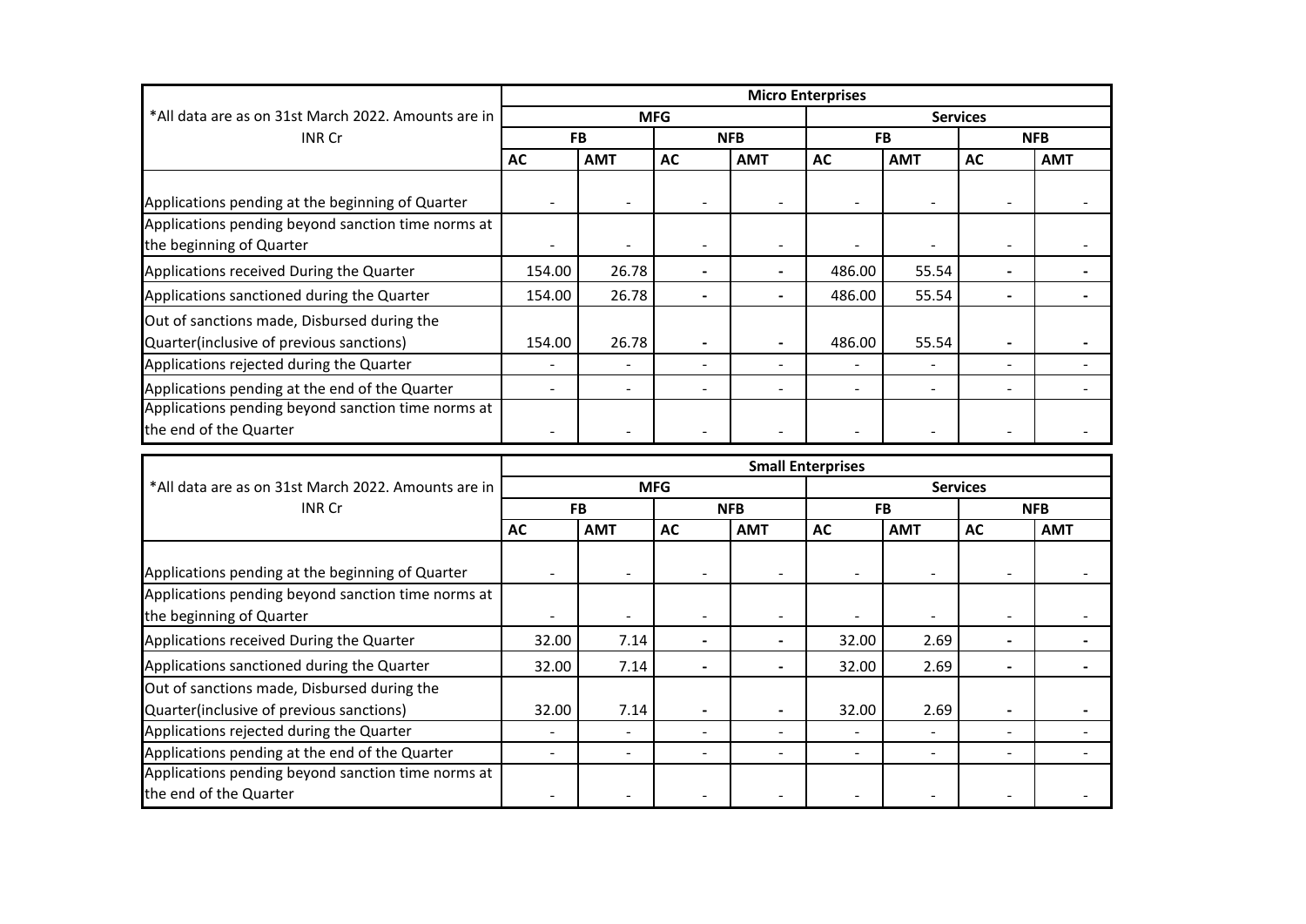| *All data are as on 31st March 2022. Amounts are in INR Cr | Micro Enterprises | | | | | | | |
|---|---|---|---|---|---|---|---|---|
| | MFG | | | | Services | | | |
| | FB | | NFB | | FB | | NFB | |
| | AC | AMT | AC | AMT | AC | AMT | AC | AMT |
| Applications pending at the beginning of Quarter | - | - | - | - | - | - | - | - |
| Applications pending beyond sanction time norms at the beginning of Quarter | - | - | - | - | - | - | - | - |
| Applications received During the Quarter | 154.00 | 26.78 | - | - | 486.00 | 55.54 | - | - |
| Applications sanctioned during the Quarter | 154.00 | 26.78 | - | - | 486.00 | 55.54 | - | - |
| Out of sanctions made, Disbursed during the Quarter(inclusive of previous sanctions) | 154.00 | 26.78 | - | - | 486.00 | 55.54 | - | - |
| Applications rejected during the Quarter | - | - | - | - | - | - | - | - |
| Applications pending at the end of the Quarter | - | - | - | - | - | - | - | - |
| Applications pending beyond sanction time norms at the end of the Quarter | - | - | - | - | - | - | - | - |

| *All data are as on 31st March 2022. Amounts are in INR Cr | Small Enterprises | | | | | | | |
|---|---|---|---|---|---|---|---|---|
| | MFG | | | | Services | | | |
| | FB | | NFB | | FB | | NFB | |
| | AC | AMT | AC | AMT | AC | AMT | AC | AMT |
| Applications pending at the beginning of Quarter | - | - | - | - | - | - | - | - |
| Applications pending beyond sanction time norms at the beginning of Quarter | - | - | - | - | - | - | - | - |
| Applications received During the Quarter | 32.00 | 7.14 | - | - | 32.00 | 2.69 | - | - |
| Applications sanctioned during the Quarter | 32.00 | 7.14 | - | - | 32.00 | 2.69 | - | - |
| Out of sanctions made, Disbursed during the Quarter(inclusive of previous sanctions) | 32.00 | 7.14 | - | - | 32.00 | 2.69 | - | - |
| Applications rejected during the Quarter | - | - | - | - | - | - | - | - |
| Applications pending at the end of the Quarter | - | - | - | - | - | - | - | - |
| Applications pending beyond sanction time norms at the end of the Quarter | - | - | - | - | - | - | - | - |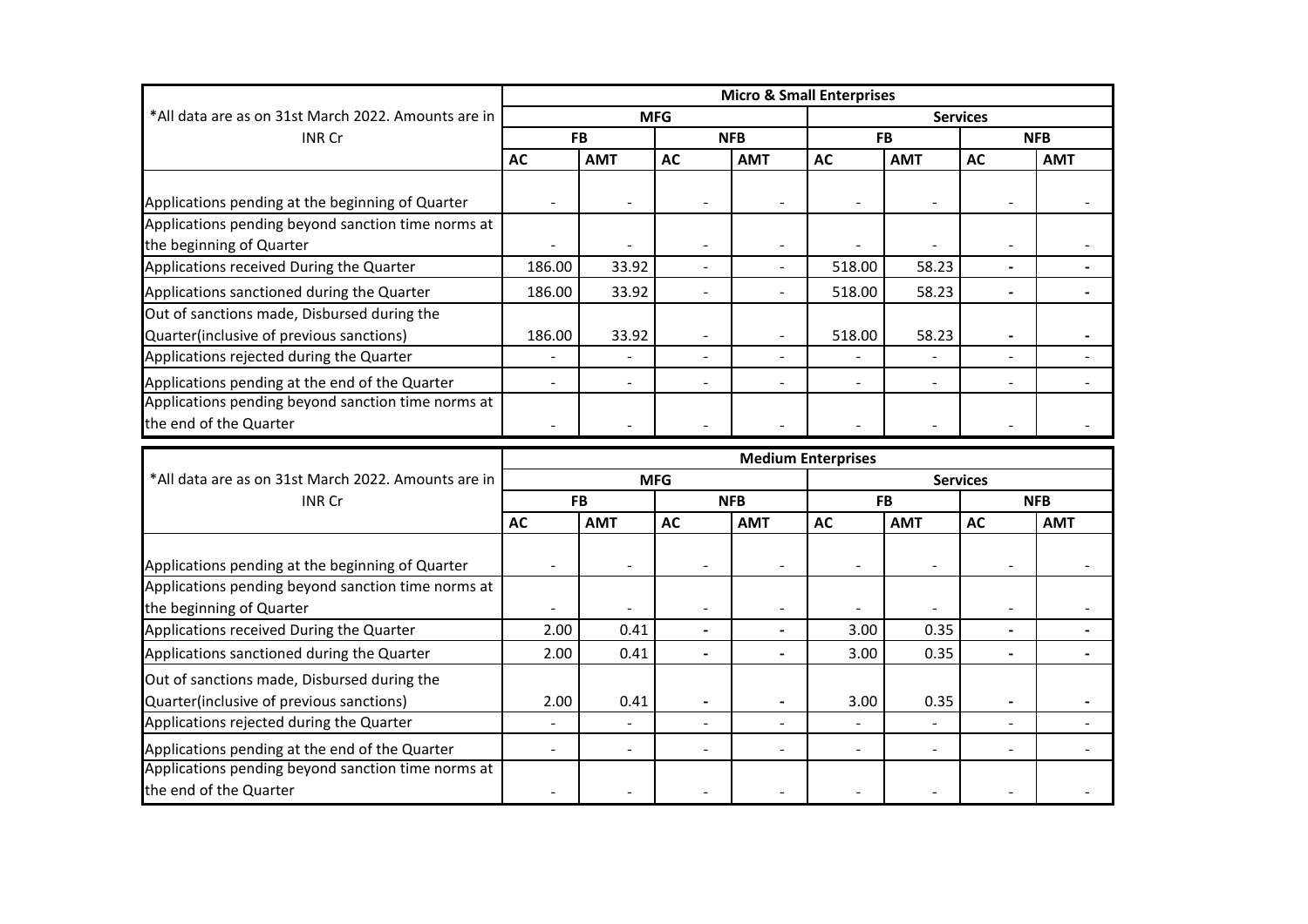| *All data are as on 31st March 2022. Amounts are in INR Cr | Micro & Small Enterprises | | | | | | | |
|---|---|---|---|---|---|---|---|---|
| | MFG | | | | Services | | | |
| | FB | | NFB | | FB | | NFB | |
| | AC | AMT | AC | AMT | AC | AMT | AC | AMT |
| Applications pending at the beginning of Quarter | - | - | - | - | - | - | - | - |
| Applications pending beyond sanction time norms at the beginning of Quarter | - | - | - | - | - | - | - | - |
| Applications received During the Quarter | 186.00 | 33.92 | - | - | 518.00 | 58.23 | - | - |
| Applications sanctioned during the Quarter | 186.00 | 33.92 | - | - | 518.00 | 58.23 | - | - |
| Out of sanctions made, Disbursed during the Quarter(inclusive of previous sanctions) | 186.00 | 33.92 | - | - | 518.00 | 58.23 | - | - |
| Applications rejected during the Quarter | - | - | - | - | - | - | - | - |
| Applications pending at the end of the Quarter | - | - | - | - | - | - | - | - |
| Applications pending beyond sanction time norms at the end of the Quarter | - | - | - | - | - | - | - | - |

| *All data are as on 31st March 2022. Amounts are in INR Cr | Medium Enterprises | | | | | | | |
|---|---|---|---|---|---|---|---|---|
| | MFG | | | | Services | | | |
| | FB | | NFB | | FB | | NFB | |
| | AC | AMT | AC | AMT | AC | AMT | AC | AMT |
| Applications pending at the beginning of Quarter | - | - | - | - | - | - | - | - |
| Applications pending beyond sanction time norms at the beginning of Quarter | - | - | - | - | - | - | - | - |
| Applications received During the Quarter | 2.00 | 0.41 | - | - | 3.00 | 0.35 | - | - |
| Applications sanctioned during the Quarter | 2.00 | 0.41 | - | - | 3.00 | 0.35 | - | - |
| Out of sanctions made, Disbursed during the Quarter(inclusive of previous sanctions) | 2.00 | 0.41 | - | - | 3.00 | 0.35 | - | - |
| Applications rejected during the Quarter | - | - | - | - | - | - | - | - |
| Applications pending at the end of the Quarter | - | - | - | - | - | - | - | - |
| Applications pending beyond sanction time norms at the end of the Quarter | - | - | - | - | - | - | - | - |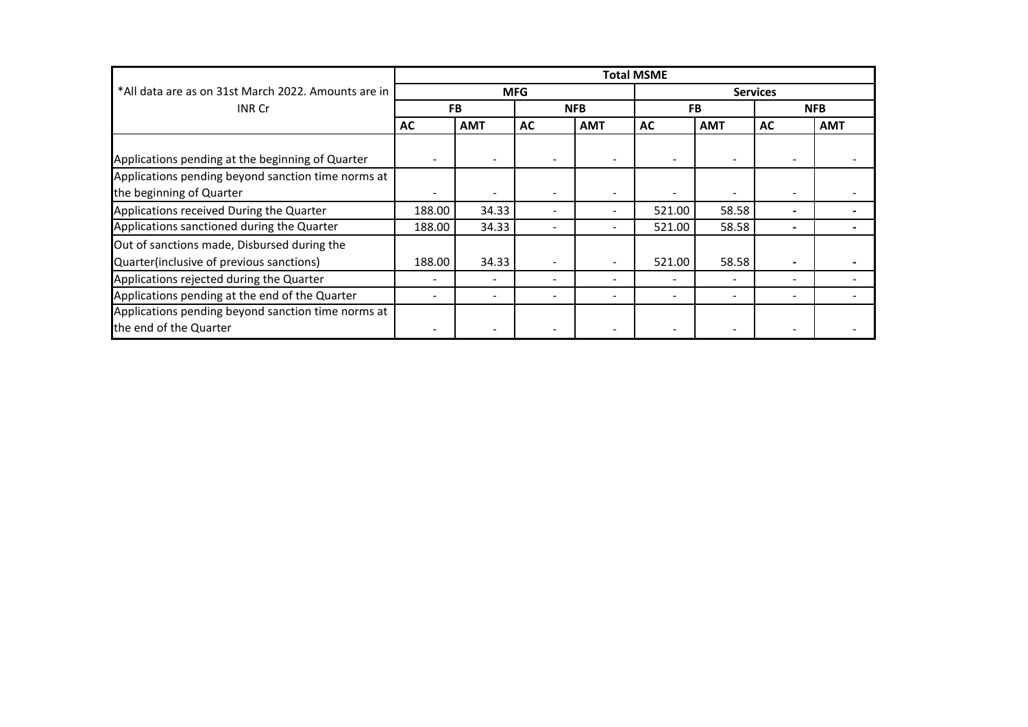| *All data are as on 31st March 2022. Amounts are in INR Cr | Total MSME | | | | | | | |
|---|---|---|---|---|---|---|---|---|
| | MFG | | | | Services | | | |
| | FB | | NFB | | FB | | NFB | |
| | AC | AMT | AC | AMT | AC | AMT | AC | AMT |
| Applications pending at the beginning of Quarter | - | - | - | - | - | - | - | - |
| Applications pending beyond sanction time norms at the beginning of Quarter | - | - | - | - | - | - | - | - |
| Applications received During the Quarter | 188.00 | 34.33 | - | - | 521.00 | 58.58 | - | - |
| Applications sanctioned during the Quarter | 188.00 | 34.33 | - | - | 521.00 | 58.58 | - | - |
| Out of sanctions made, Disbursed during the Quarter(inclusive of previous sanctions) | 188.00 | 34.33 | - | - | 521.00 | 58.58 | - | - |
| Applications rejected during the Quarter | - | - | - | - | - | - | - | - |
| Applications pending at the end of the Quarter | - | - | - | - | - | - | - | - |
| Applications pending beyond sanction time norms at the end of the Quarter | - | - | - | - | - | - | - | - |